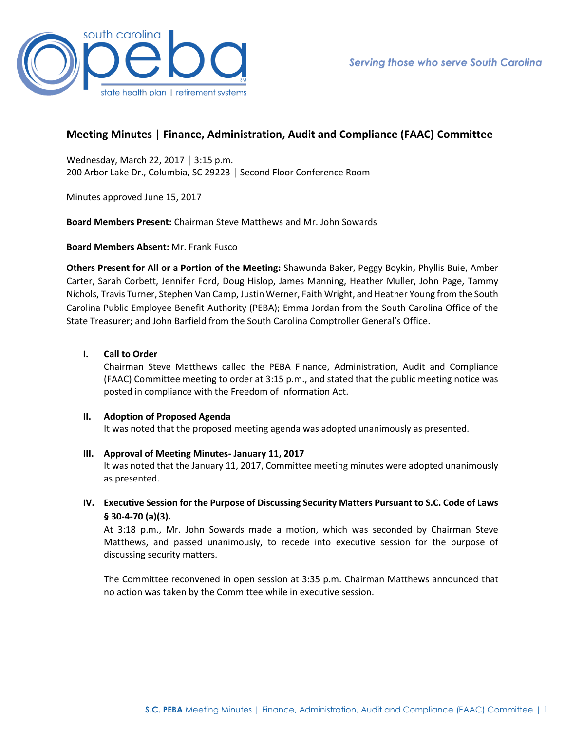# Meeting Minutes | Finance, Administration, Audit and Compliance (FAAC) Committee

Wednesday, March 22, 2017 │ 3:15 p.m.
200 Arbor Lake Dr., Columbia, SC 29223 │ Second Floor Conference Room

Minutes approved June 15, 2017

**Board Members Present:** Chairman Steve Matthews and Mr. John Sowards

**Board Members Absent:** Mr. Frank Fusco

**Others Present for All or a Portion of the Meeting:** Shawunda Baker, Peggy Boykin**,** Phyllis Buie, Amber Carter, Sarah Corbett, Jennifer Ford, Doug Hislop, James Manning, Heather Muller, John Page, Tammy Nichols, Travis Turner, Stephen Van Camp, Justin Werner, Faith Wright, and Heather Young from the South Carolina Public Employee Benefit Authority (PEBA); Emma Jordan from the South Carolina Office of the State Treasurer; and John Barfield from the South Carolina Comptroller General's Office.

## I. Call to Order

Chairman Steve Matthews called the PEBA Finance, Administration, Audit and Compliance (FAAC) Committee meeting to order at 3:15 p.m., and stated that the public meeting notice was posted in compliance with the Freedom of Information Act.

## II. Adoption of Proposed Agenda

It was noted that the proposed meeting agenda was adopted unanimously as presented.

## III. Approval of Meeting Minutes- January 11, 2017

It was noted that the January 11, 2017, Committee meeting minutes were adopted unanimously as presented.

## IV. Executive Session for the Purpose of Discussing Security Matters Pursuant to S.C. Code of Laws § 30-4-70 (a)(3).

At 3:18 p.m., Mr. John Sowards made a motion, which was seconded by Chairman Steve Matthews, and passed unanimously, to recede into executive session for the purpose of discussing security matters.

The Committee reconvened in open session at 3:35 p.m. Chairman Matthews announced that no action was taken by the Committee while in executive session.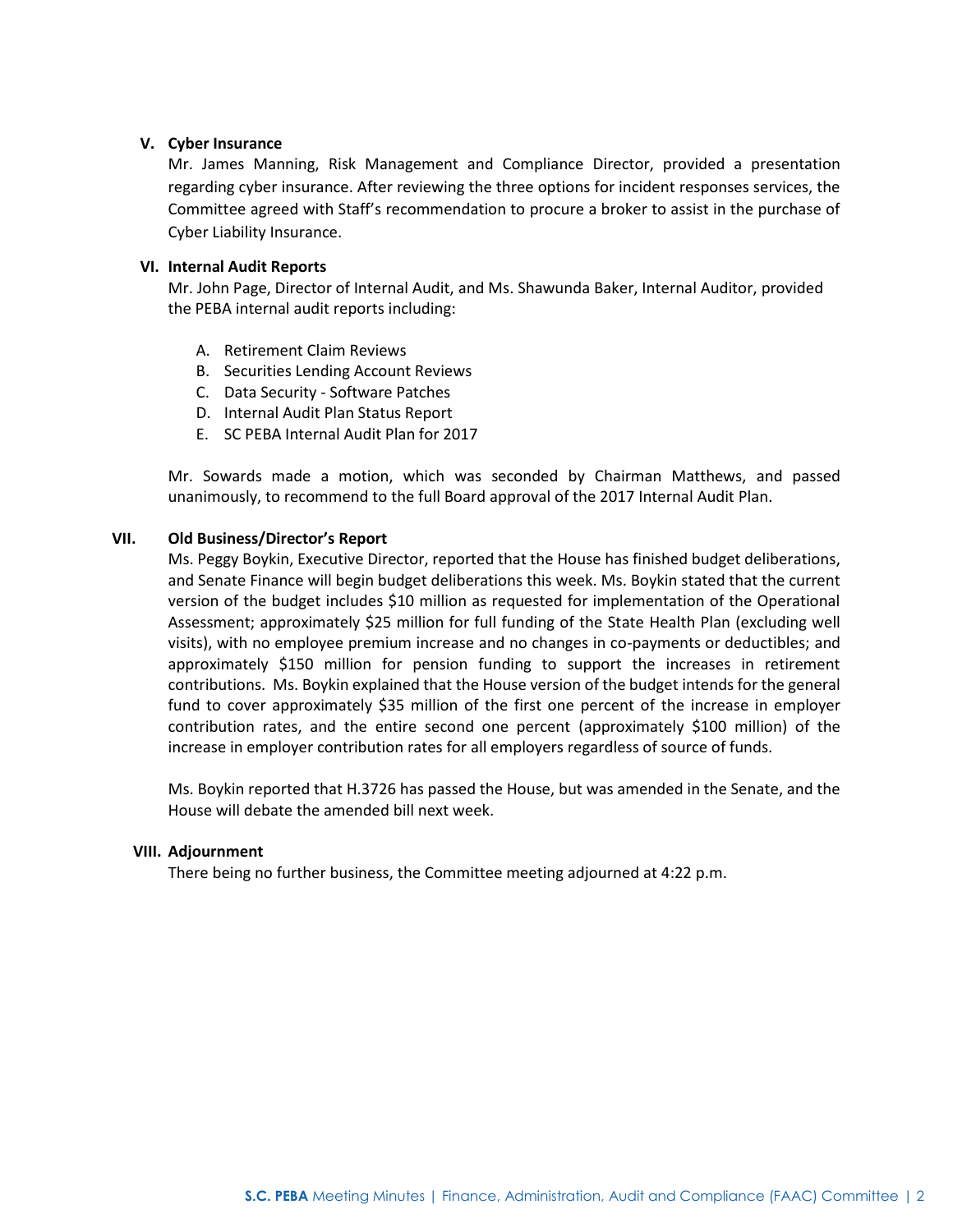## V. Cyber Insurance

Mr. James Manning, Risk Management and Compliance Director, provided a presentation regarding cyber insurance. After reviewing the three options for incident responses services, the Committee agreed with Staff's recommendation to procure a broker to assist in the purchase of Cyber Liability Insurance.

## VI. Internal Audit Reports

Mr. John Page, Director of Internal Audit, and Ms. Shawunda Baker, Internal Auditor, provided the PEBA internal audit reports including:

A. Retirement Claim Reviews
B. Securities Lending Account Reviews
C. Data Security - Software Patches
D. Internal Audit Plan Status Report
E. SC PEBA Internal Audit Plan for 2017

Mr. Sowards made a motion, which was seconded by Chairman Matthews, and passed unanimously, to recommend to the full Board approval of the 2017 Internal Audit Plan.

## VII. Old Business/Director's Report

Ms. Peggy Boykin, Executive Director, reported that the House has finished budget deliberations, and Senate Finance will begin budget deliberations this week. Ms. Boykin stated that the current version of the budget includes $10 million as requested for implementation of the Operational Assessment; approximately $25 million for full funding of the State Health Plan (excluding well visits), with no employee premium increase and no changes in co-payments or deductibles; and approximately $150 million for pension funding to support the increases in retirement contributions. Ms. Boykin explained that the House version of the budget intends for the general fund to cover approximately $35 million of the first one percent of the increase in employer contribution rates, and the entire second one percent (approximately $100 million) of the increase in employer contribution rates for all employers regardless of source of funds.

Ms. Boykin reported that H.3726 has passed the House, but was amended in the Senate, and the House will debate the amended bill next week.

## VIII. Adjournment

There being no further business, the Committee meeting adjourned at 4:22 p.m.